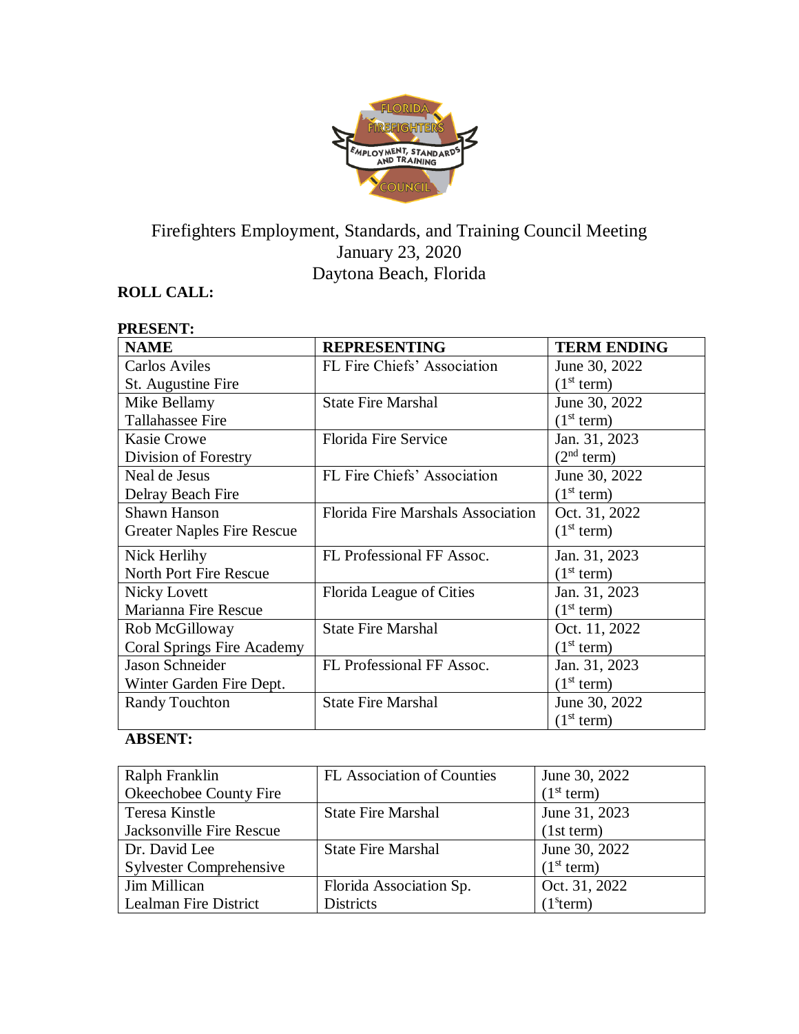# Firefighters Employment, Standards, and Training Council Meeting
## January 23, 2020
## Daytona Beach, Florida

**ROLL CALL:**

**PRESENT:**

| **NAME** | **REPRESENTING** | **TERM ENDING** |
|---|---|---|
| Carlos Aviles<br>St. Augustine Fire | FL Fire Chiefs' Association | June 30, 2022<br>(1st term) |
| Mike Bellamy<br>Tallahassee Fire | State Fire Marshal | June 30, 2022<br>(1st term) |
| Kasie Crowe<br>Division of Forestry | Florida Fire Service | Jan. 31, 2023<br>(2nd term) |
| Neal de Jesus<br>Delray Beach Fire | FL Fire Chiefs' Association | June 30, 2022<br>(1st term) |
| Shawn Hanson<br>Greater Naples Fire Rescue | Florida Fire Marshals Association | Oct. 31, 2022<br>(1st term) |
| Nick Herlihy<br>North Port Fire Rescue | FL Professional FF Assoc. | Jan. 31, 2023<br>(1st term) |
| Nicky Lovett<br>Marianna Fire Rescue | Florida League of Cities | Jan. 31, 2023<br>(1st term) |
| Rob McGilloway<br>Coral Springs Fire Academy | State Fire Marshal | Oct. 11, 2022<br>(1st term) |
| Jason Schneider<br>Winter Garden Fire Dept. | FL Professional FF Assoc. | Jan. 31, 2023<br>(1st term) |
| Randy Touchton | State Fire Marshal | June 30, 2022<br>(1st term) |

**ABSENT:**

| | | |
|---|---|---|
| Ralph Franklin<br>Okeechobee County Fire | FL Association of Counties | June 30, 2022<br>(1st term) |
| Teresa Kinstle<br>Jacksonville Fire Rescue | State Fire Marshal | June 31, 2023<br>(1st term) |
| Dr. David Lee<br>Sylvester Comprehensive | State Fire Marshal | June 30, 2022<br>(1st term) |
| Jim Millican<br>Lealman Fire District | Florida Association Sp.<br>Districts | Oct. 31, 2022<br>(1st term) |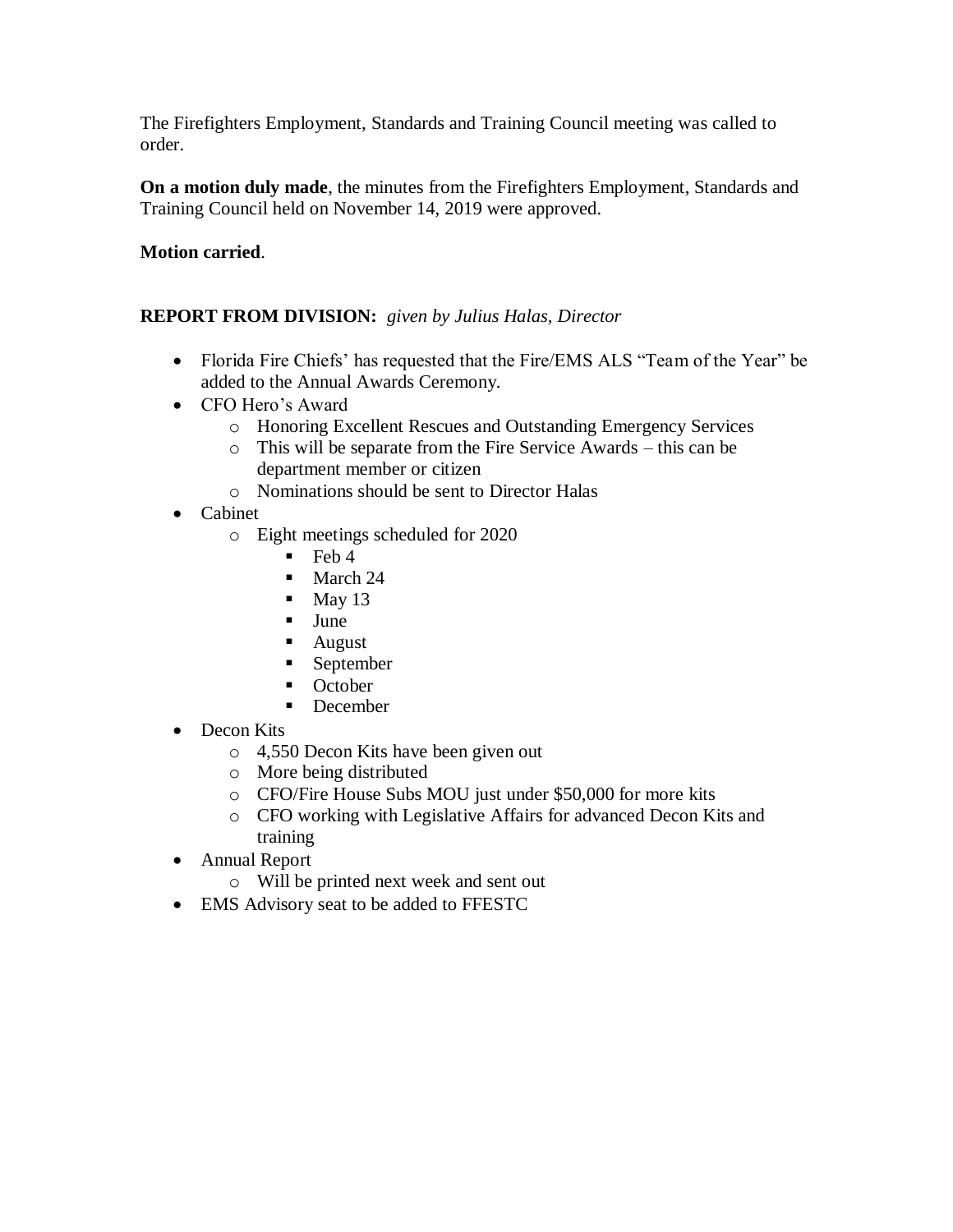The Firefighters Employment, Standards and Training Council meeting was called to order.

**On a motion duly made**, the minutes from the Firefighters Employment, Standards and Training Council held on November 14, 2019 were approved.

**Motion carried**.

**REPORT FROM DIVISION:** *given by Julius Halas, Director*

- Florida Fire Chiefs' has requested that the Fire/EMS ALS "Team of the Year" be added to the Annual Awards Ceremony.
- CFO Hero's Award
  - Honoring Excellent Rescues and Outstanding Emergency Services
  - This will be separate from the Fire Service Awards – this can be department member or citizen
  - Nominations should be sent to Director Halas
- Cabinet
  - Eight meetings scheduled for 2020
    - Feb 4
    - March 24
    - May 13
    - June
    - August
    - September
    - October
    - December
- Decon Kits
  - 4,550 Decon Kits have been given out
  - More being distributed
  - CFO/Fire House Subs MOU just under $50,000 for more kits
  - CFO working with Legislative Affairs for advanced Decon Kits and training
- Annual Report
  - Will be printed next week and sent out
- EMS Advisory seat to be added to FFESTC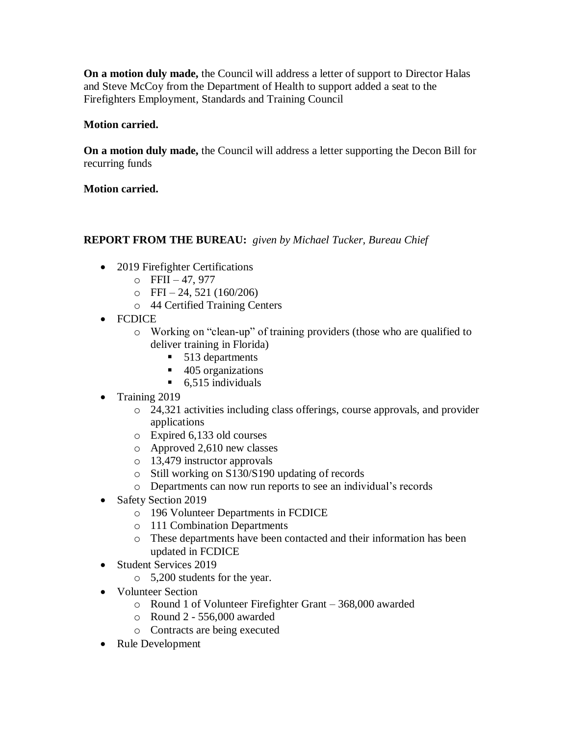**On a motion duly made,** the Council will address a letter of support to Director Halas and Steve McCoy from the Department of Health to support added a seat to the Firefighters Employment, Standards and Training Council

**Motion carried.**

**On a motion duly made,** the Council will address a letter supporting the Decon Bill for recurring funds

**Motion carried.**

**REPORT FROM THE BUREAU:** *given by Michael Tucker, Bureau Chief*

- 2019 Firefighter Certifications
  - FFII – 47, 977
  - FFI – 24, 521 (160/206)
  - 44 Certified Training Centers
- FCDICE
  - Working on "clean-up" of training providers (those who are qualified to deliver training in Florida)
    - 513 departments
    - 405 organizations
    - 6,515 individuals
- Training 2019
  - 24,321 activities including class offerings, course approvals, and provider applications
  - Expired 6,133 old courses
  - Approved 2,610 new classes
  - 13,479 instructor approvals
  - Still working on S130/S190 updating of records
  - Departments can now run reports to see an individual's records
- Safety Section 2019
  - 196 Volunteer Departments in FCDICE
  - 111 Combination Departments
  - These departments have been contacted and their information has been updated in FCDICE
- Student Services 2019
  - 5,200 students for the year.
- Volunteer Section
  - Round 1 of Volunteer Firefighter Grant – 368,000 awarded
  - Round 2 - 556,000 awarded
  - Contracts are being executed
- Rule Development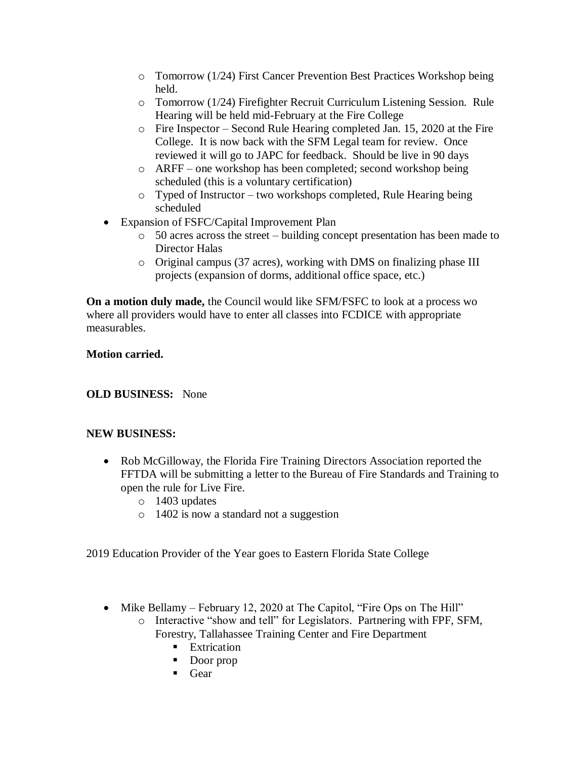- Tomorrow (1/24) First Cancer Prevention Best Practices Workshop being held.
  - Tomorrow (1/24) Firefighter Recruit Curriculum Listening Session. Rule Hearing will be held mid-February at the Fire College
  - Fire Inspector – Second Rule Hearing completed Jan. 15, 2020 at the Fire College. It is now back with the SFM Legal team for review. Once reviewed it will go to JAPC for feedback. Should be live in 90 days
  - ARFF – one workshop has been completed; second workshop being scheduled (this is a voluntary certification)
  - Typed of Instructor – two workshops completed, Rule Hearing being scheduled
- Expansion of FSFC/Capital Improvement Plan
  - 50 acres across the street – building concept presentation has been made to Director Halas
  - Original campus (37 acres), working with DMS on finalizing phase III projects (expansion of dorms, additional office space, etc.)

**On a motion duly made,** the Council would like SFM/FSFC to look at a process wo where all providers would have to enter all classes into FCDICE with appropriate measurables.

**Motion carried.**

**OLD BUSINESS:** None

**NEW BUSINESS:**

- Rob McGilloway, the Florida Fire Training Directors Association reported the FFTDA will be submitting a letter to the Bureau of Fire Standards and Training to open the rule for Live Fire.
  - 1403 updates
  - 1402 is now a standard not a suggestion

2019 Education Provider of the Year goes to Eastern Florida State College

- Mike Bellamy – February 12, 2020 at The Capitol, "Fire Ops on The Hill"
  - Interactive "show and tell" for Legislators. Partnering with FPF, SFM, Forestry, Tallahassee Training Center and Fire Department
    - Extrication
    - Door prop
    - Gear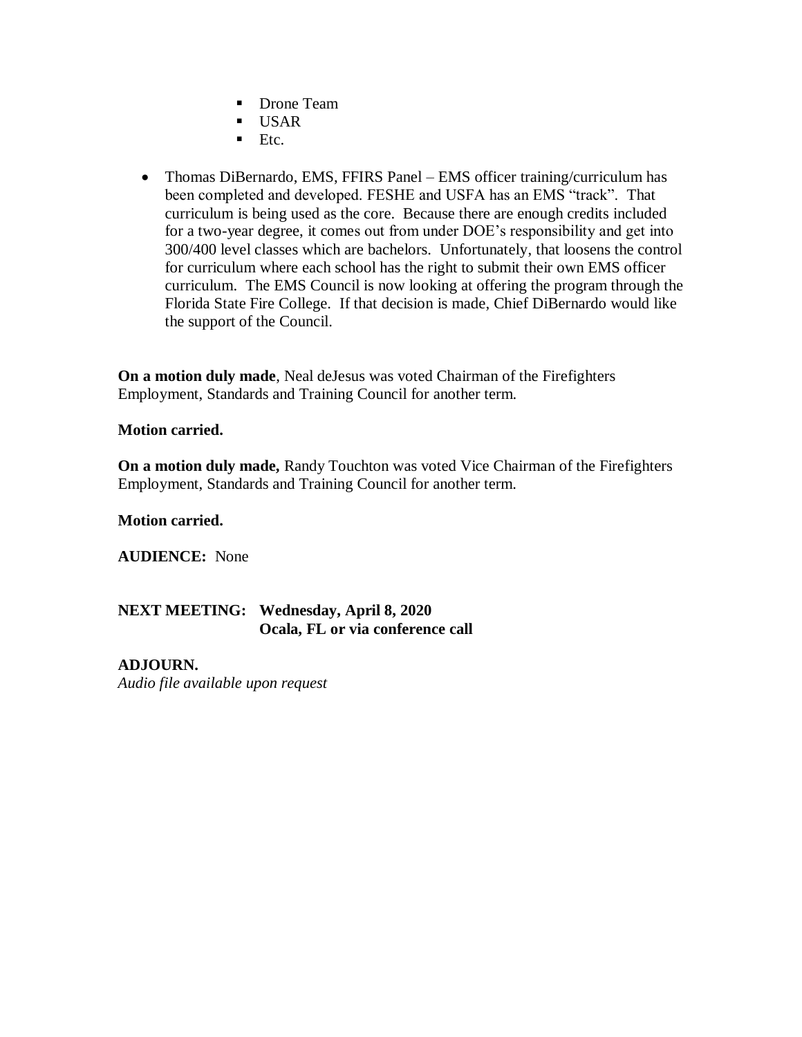- Drone Team
    - USAR
    - Etc.

- Thomas DiBernardo, EMS, FFIRS Panel – EMS officer training/curriculum has been completed and developed. FESHE and USFA has an EMS "track". That curriculum is being used as the core. Because there are enough credits included for a two-year degree, it comes out from under DOE's responsibility and get into 300/400 level classes which are bachelors. Unfortunately, that loosens the control for curriculum where each school has the right to submit their own EMS officer curriculum. The EMS Council is now looking at offering the program through the Florida State Fire College. If that decision is made, Chief DiBernardo would like the support of the Council.

**On a motion duly made**, Neal deJesus was voted Chairman of the Firefighters Employment, Standards and Training Council for another term.

**Motion carried.**

**On a motion duly made,** Randy Touchton was voted Vice Chairman of the Firefighters Employment, Standards and Training Council for another term.

**Motion carried.**

**AUDIENCE:** None

**NEXT MEETING: Wednesday, April 8, 2020**
**Ocala, FL or via conference call**

**ADJOURN.**
*Audio file available upon request*